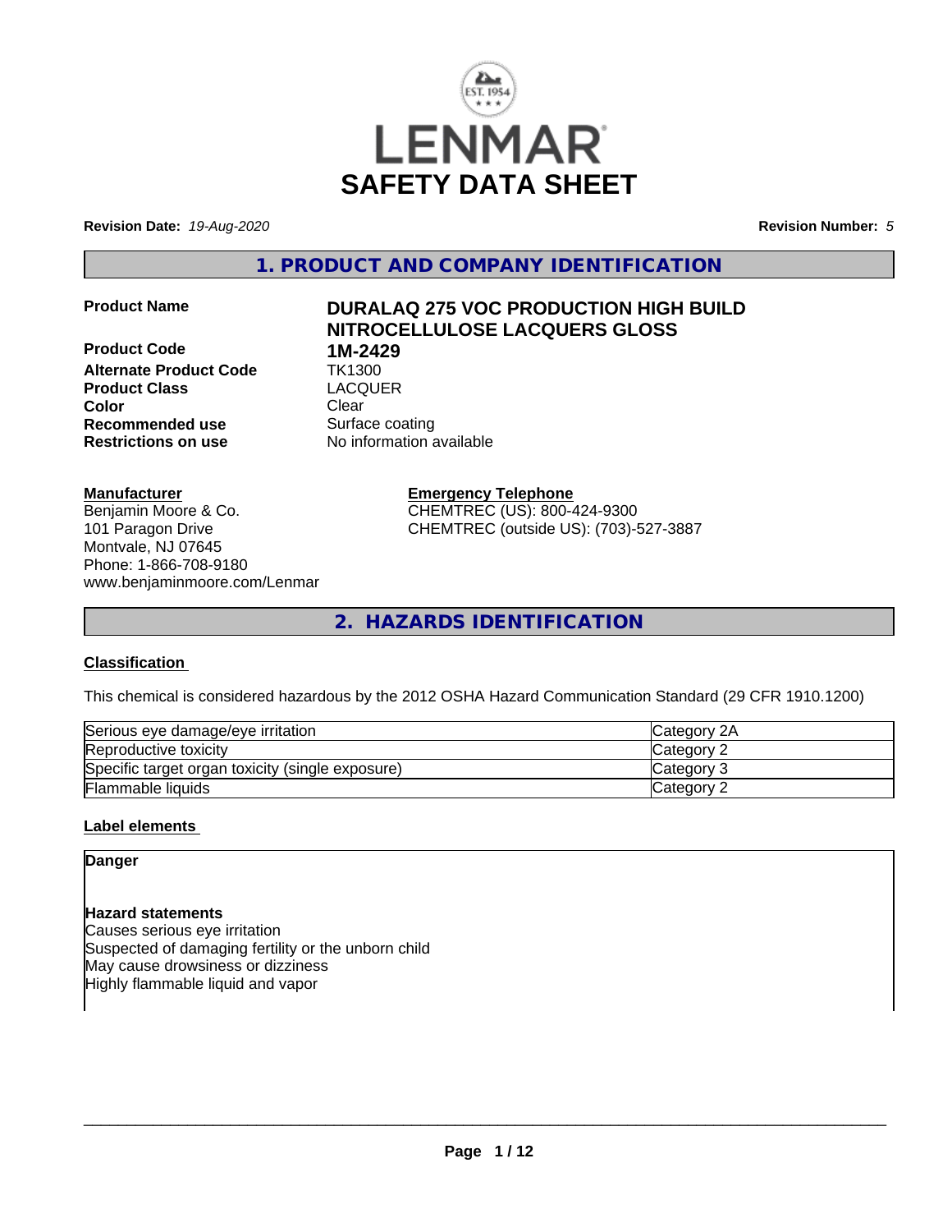# LENMAR

# SAFETY DATA SHEET

**Revision Date:** *19-Aug-2020*

**Revision Number:** *5*

## 1. PRODUCT AND COMPANY IDENTIFICATION

| | |
|---|---|
| **Product Name** | **DURALAQ 275 VOC PRODUCTION HIGH BUILD NITROCELLULOSE LACQUERS GLOSS** |
| **Product Code** | **1M-2429** |
| **Alternate Product Code** | TK1300 |
| **Product Class** | LACQUER |
| **Color** | Clear |
| **Recommended use** | Surface coating |
| **Restrictions on use** | No information available |

**Manufacturer**
Benjamin Moore & Co.
101 Paragon Drive
Montvale, NJ 07645
Phone: 1-866-708-9180
www.benjaminmoore.com/Lenmar

**Emergency Telephone**
CHEMTREC (US): 800-424-9300
CHEMTREC (outside US): (703)-527-3887

## 2. HAZARDS IDENTIFICATION

### Classification

This chemical is considered hazardous by the 2012 OSHA Hazard Communication Standard (29 CFR 1910.1200)

| | |
|---|---|
| Serious eye damage/eye irritation | Category 2A |
| Reproductive toxicity | Category 2 |
| Specific target organ toxicity (single exposure) | Category 3 |
| Flammable liquids | Category 2 |

### Label elements

**Danger**

**Hazard statements**
Causes serious eye irritation
Suspected of damaging fertility or the unborn child
May cause drowsiness or dizziness
Highly flammable liquid and vapor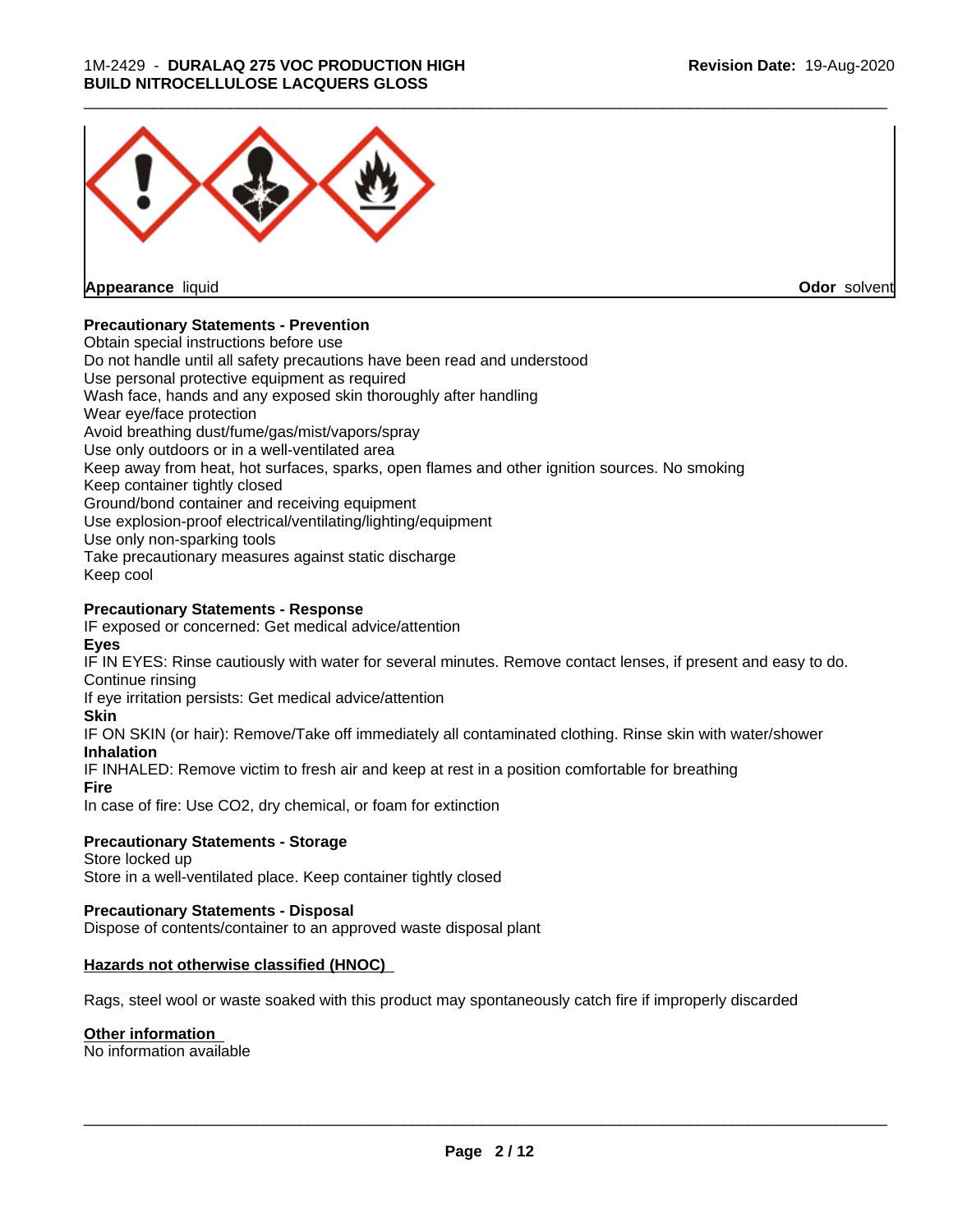**Appearance** liquid **Odor** solvent

**Precautionary Statements - Prevention**

Obtain special instructions before use
Do not handle until all safety precautions have been read and understood
Use personal protective equipment as required
Wash face, hands and any exposed skin thoroughly after handling
Wear eye/face protection
Avoid breathing dust/fume/gas/mist/vapors/spray
Use only outdoors or in a well-ventilated area
Keep away from heat, hot surfaces, sparks, open flames and other ignition sources. No smoking
Keep container tightly closed
Ground/bond container and receiving equipment
Use explosion-proof electrical/ventilating/lighting/equipment
Use only non-sparking tools
Take precautionary measures against static discharge
Keep cool

**Precautionary Statements - Response**

IF exposed or concerned: Get medical advice/attention

**Eyes**

IF IN EYES: Rinse cautiously with water for several minutes. Remove contact lenses, if present and easy to do. Continue rinsing
If eye irritation persists: Get medical advice/attention

**Skin**

IF ON SKIN (or hair): Remove/Take off immediately all contaminated clothing. Rinse skin with water/shower

**Inhalation**

IF INHALED: Remove victim to fresh air and keep at rest in a position comfortable for breathing

**Fire**

In case of fire: Use CO2, dry chemical, or foam for extinction

**Precautionary Statements - Storage**

Store locked up
Store in a well-ventilated place. Keep container tightly closed

**Precautionary Statements - Disposal**

Dispose of contents/container to an approved waste disposal plant

**Hazards not otherwise classified (HNOC)**

Rags, steel wool or waste soaked with this product may spontaneously catch fire if improperly discarded

**Other information**

No information available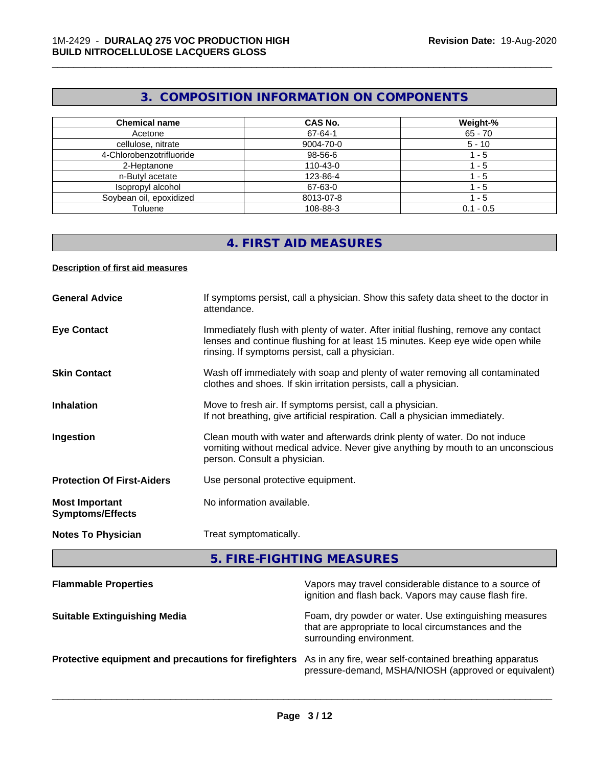## 3. COMPOSITION INFORMATION ON COMPONENTS

| Chemical name | CAS No. | Weight-% |
|---|---|---|
| Acetone | 67-64-1 | 65 - 70 |
| cellulose, nitrate | 9004-70-0 | 5 - 10 |
| 4-Chlorobenzotrifluoride | 98-56-6 | 1 - 5 |
| 2-Heptanone | 110-43-0 | 1 - 5 |
| n-Butyl acetate | 123-86-4 | 1 - 5 |
| Isopropyl alcohol | 67-63-0 | 1 - 5 |
| Soybean oil, epoxidized | 8013-07-8 | 1 - 5 |
| Toluene | 108-88-3 | 0.1 - 0.5 |

## 4. FIRST AID MEASURES

**Description of first aid measures**

**General Advice** — If symptoms persist, call a physician. Show this safety data sheet to the doctor in attendance.

**Eye Contact** — Immediately flush with plenty of water. After initial flushing, remove any contact lenses and continue flushing for at least 15 minutes. Keep eye wide open while rinsing. If symptoms persist, call a physician.

**Skin Contact** — Wash off immediately with soap and plenty of water removing all contaminated clothes and shoes. If skin irritation persists, call a physician.

**Inhalation** — Move to fresh air. If symptoms persist, call a physician.
If not breathing, give artificial respiration. Call a physician immediately.

**Ingestion** — Clean mouth with water and afterwards drink plenty of water. Do not induce vomiting without medical advice. Never give anything by mouth to an unconscious person. Consult a physician.

**Protection Of First-Aiders** — Use personal protective equipment.

**Most Important Symptoms/Effects** — No information available.

**Notes To Physician** — Treat symptomatically.

## 5. FIRE-FIGHTING MEASURES

**Flammable Properties** — Vapors may travel considerable distance to a source of ignition and flash back. Vapors may cause flash fire.

**Suitable Extinguishing Media** — Foam, dry powder or water. Use extinguishing measures that are appropriate to local circumstances and the surrounding environment.

**Protective equipment and precautions for firefighters** — As in any fire, wear self-contained breathing apparatus pressure-demand, MSHA/NIOSH (approved or equivalent)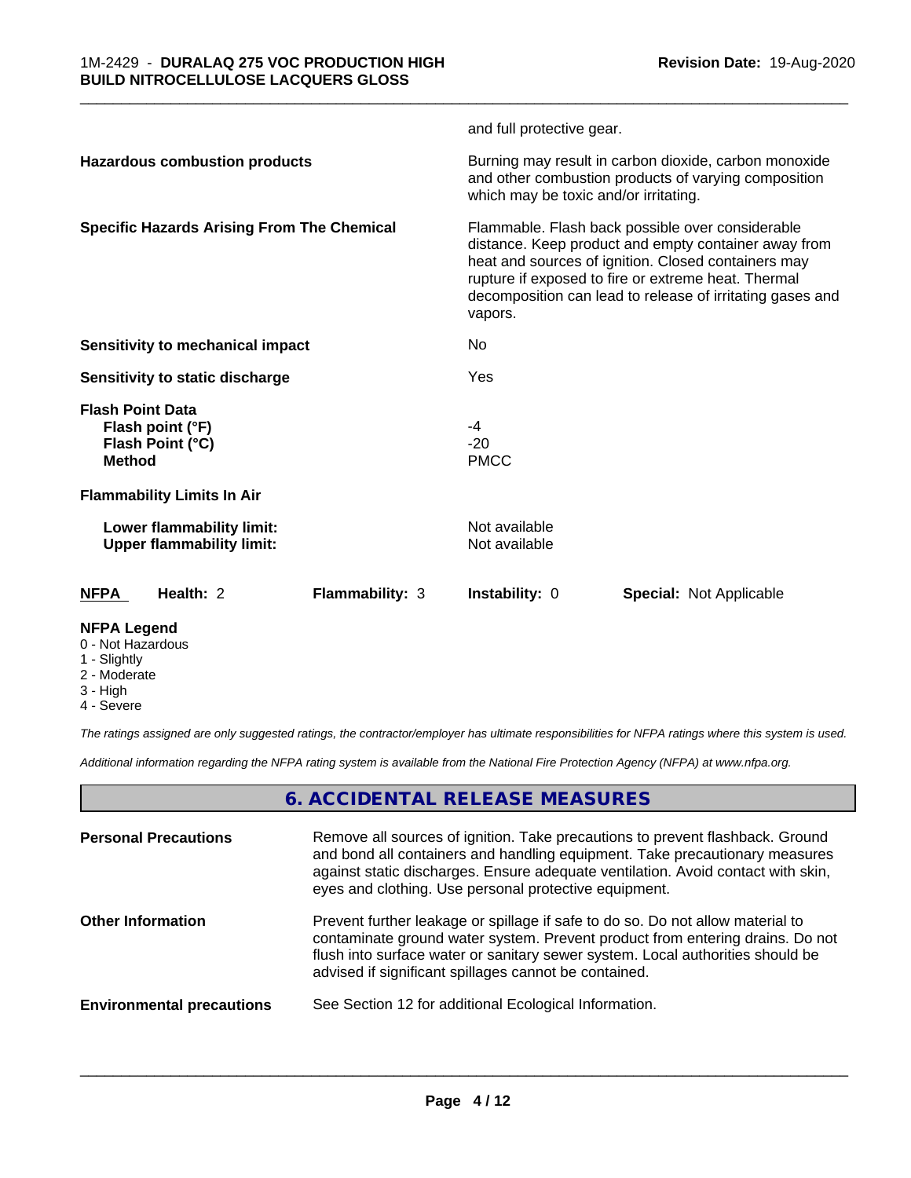and full protective gear.

| | |
|---|---|
| **Hazardous combustion products** | Burning may result in carbon dioxide, carbon monoxide and other combustion products of varying composition which may be toxic and/or irritating. |
| **Specific Hazards Arising From The Chemical** | Flammable. Flash back possible over considerable distance. Keep product and empty container away from heat and sources of ignition. Closed containers may rupture if exposed to fire or extreme heat. Thermal decomposition can lead to release of irritating gases and vapors. |
| **Sensitivity to mechanical impact** | No |
| **Sensitivity to static discharge** | Yes |

**Flash Point Data**

| | |
|---|---|
| **Flash point (°F)** | -4 |
| **Flash Point (°C)** | -20 |
| **Method** | PMCC |

**Flammability Limits In Air**

| | |
|---|---|
| **Lower flammability limit:** | Not available |
| **Upper flammability limit:** | Not available |

| **NFPA** | **Health:** 2 | **Flammability:** 3 | **Instability:** 0 | **Special:** Not Applicable |
|---|---|---|---|---|

**NFPA Legend**
- 0 - Not Hazardous
- 1 - Slightly
- 2 - Moderate
- 3 - High
- 4 - Severe

*The ratings assigned are only suggested ratings, the contractor/employer has ultimate responsibilities for NFPA ratings where this system is used.*

*Additional information regarding the NFPA rating system is available from the National Fire Protection Agency (NFPA) at www.nfpa.org.*

## 6. ACCIDENTAL RELEASE MEASURES

| | |
|---|---|
| **Personal Precautions** | Remove all sources of ignition. Take precautions to prevent flashback. Ground and bond all containers and handling equipment. Take precautionary measures against static discharges. Ensure adequate ventilation. Avoid contact with skin, eyes and clothing. Use personal protective equipment. |
| **Other Information** | Prevent further leakage or spillage if safe to do so. Do not allow material to contaminate ground water system. Prevent product from entering drains. Do not flush into surface water or sanitary sewer system. Local authorities should be advised if significant spillages cannot be contained. |
| **Environmental precautions** | See Section 12 for additional Ecological Information. |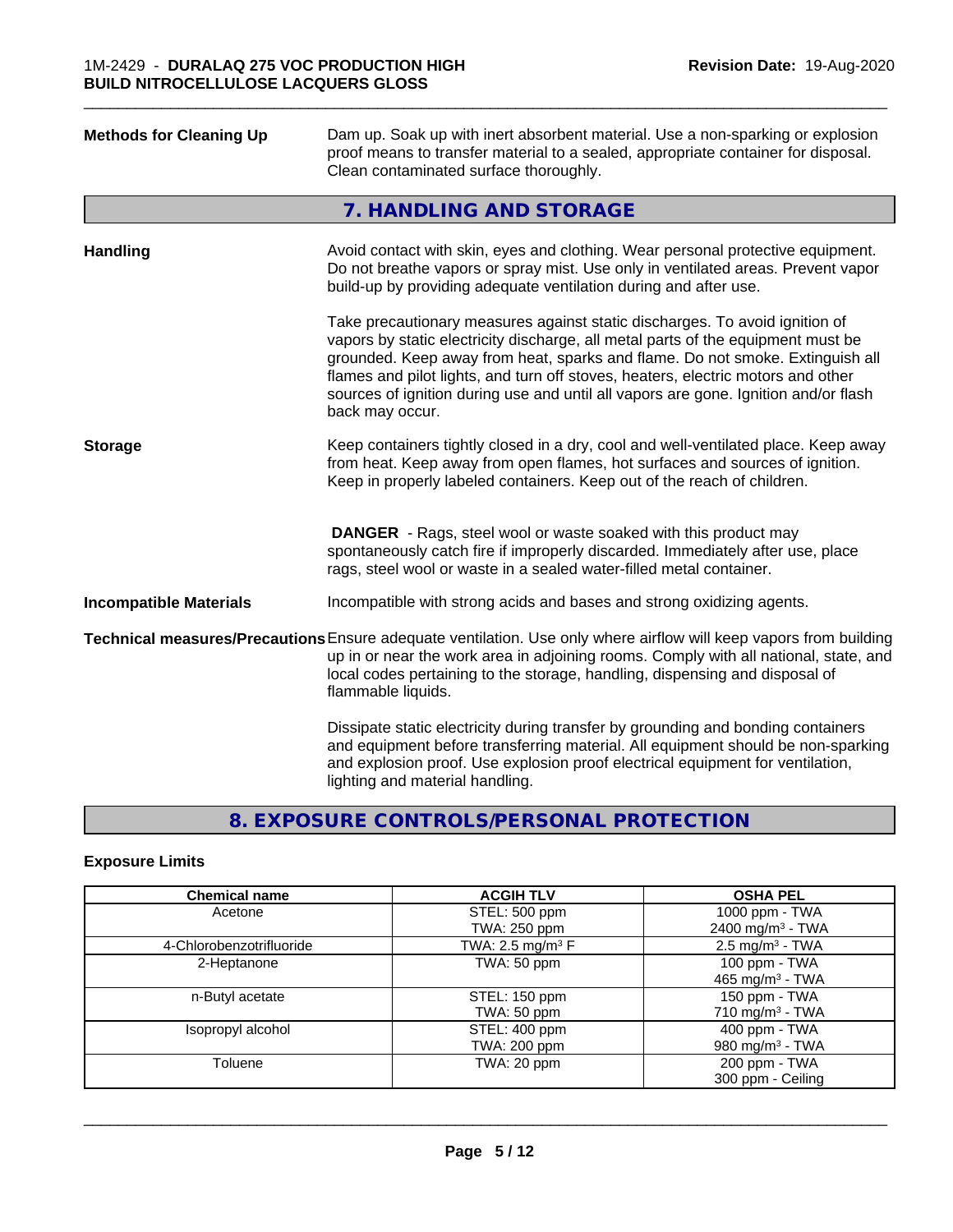**Methods for Cleaning Up** Dam up. Soak up with inert absorbent material. Use a non-sparking or explosion proof means to transfer material to a sealed, appropriate container for disposal. Clean contaminated surface thoroughly.

## 7. HANDLING AND STORAGE

**Handling** Avoid contact with skin, eyes and clothing. Wear personal protective equipment. Do not breathe vapors or spray mist. Use only in ventilated areas. Prevent vapor build-up by providing adequate ventilation during and after use.

Take precautionary measures against static discharges. To avoid ignition of vapors by static electricity discharge, all metal parts of the equipment must be grounded. Keep away from heat, sparks and flame. Do not smoke. Extinguish all flames and pilot lights, and turn off stoves, heaters, electric motors and other sources of ignition during use and until all vapors are gone. Ignition and/or flash back may occur.

**Storage** Keep containers tightly closed in a dry, cool and well-ventilated place. Keep away from heat. Keep away from open flames, hot surfaces and sources of ignition. Keep in properly labeled containers. Keep out of the reach of children.

**DANGER** - Rags, steel wool or waste soaked with this product may spontaneously catch fire if improperly discarded. Immediately after use, place rags, steel wool or waste in a sealed water-filled metal container.

**Incompatible Materials** Incompatible with strong acids and bases and strong oxidizing agents.

**Technical measures/Precautions** Ensure adequate ventilation. Use only where airflow will keep vapors from building up in or near the work area in adjoining rooms. Comply with all national, state, and local codes pertaining to the storage, handling, dispensing and disposal of flammable liquids.

Dissipate static electricity during transfer by grounding and bonding containers and equipment before transferring material. All equipment should be non-sparking and explosion proof. Use explosion proof electrical equipment for ventilation, lighting and material handling.

## 8. EXPOSURE CONTROLS/PERSONAL PROTECTION

### Exposure Limits

| Chemical name | ACGIH TLV | OSHA PEL |
|---|---|---|
| Acetone | STEL: 500 ppm<br>TWA: 250 ppm | 1000 ppm - TWA<br>2400 mg/m³ - TWA |
| 4-Chlorobenzotrifluoride | TWA: 2.5 mg/m³ F | 2.5 mg/m³ - TWA |
| 2-Heptanone | TWA: 50 ppm | 100 ppm - TWA<br>465 mg/m³ - TWA |
| n-Butyl acetate | STEL: 150 ppm<br>TWA: 50 ppm | 150 ppm - TWA<br>710 mg/m³ - TWA |
| Isopropyl alcohol | STEL: 400 ppm<br>TWA: 200 ppm | 400 ppm - TWA<br>980 mg/m³ - TWA |
| Toluene | TWA: 20 ppm | 200 ppm - TWA<br>300 ppm - Ceiling |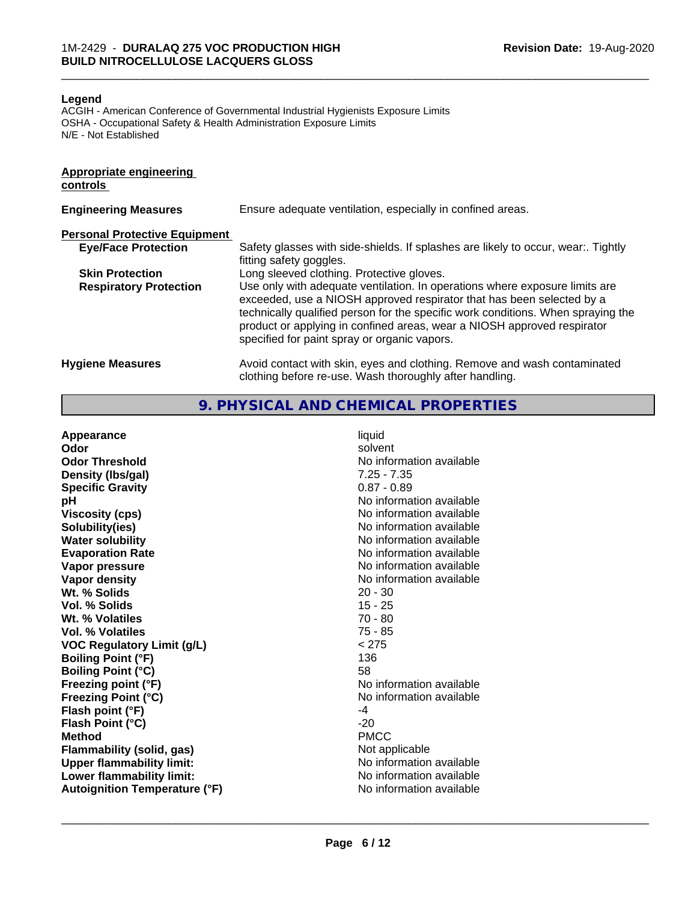**Legend**
ACGIH - American Conference of Governmental Industrial Hygienists Exposure Limits
OSHA - Occupational Safety & Health Administration Exposure Limits
N/E - Not Established

**Appropriate engineering controls**

| | |
|---|---|
| **Engineering Measures** | Ensure adequate ventilation, especially in confined areas. |

**Personal Protective Equipment**

| | |
|---|---|
| **Eye/Face Protection** | Safety glasses with side-shields. If splashes are likely to occur, wear:. Tightly fitting safety goggles. |
| **Skin Protection** | Long sleeved clothing. Protective gloves. |
| **Respiratory Protection** | Use only with adequate ventilation. In operations where exposure limits are exceeded, use a NIOSH approved respirator that has been selected by a technically qualified person for the specific work conditions. When spraying the product or applying in confined areas, wear a NIOSH approved respirator specified for paint spray or organic vapors. |
| **Hygiene Measures** | Avoid contact with skin, eyes and clothing. Remove and wash contaminated clothing before re-use. Wash thoroughly after handling. |

## 9. PHYSICAL AND CHEMICAL PROPERTIES

| | |
|---|---|
| **Appearance** | liquid |
| **Odor** | solvent |
| **Odor Threshold** | No information available |
| **Density (lbs/gal)** | 7.25 - 7.35 |
| **Specific Gravity** | 0.87 - 0.89 |
| **pH** | No information available |
| **Viscosity (cps)** | No information available |
| **Solubility(ies)** | No information available |
| **Water solubility** | No information available |
| **Evaporation Rate** | No information available |
| **Vapor pressure** | No information available |
| **Vapor density** | No information available |
| **Wt. % Solids** | 20 - 30 |
| **Vol. % Solids** | 15 - 25 |
| **Wt. % Volatiles** | 70 - 80 |
| **Vol. % Volatiles** | 75 - 85 |
| **VOC Regulatory Limit (g/L)** | < 275 |
| **Boiling Point (°F)** | 136 |
| **Boiling Point (°C)** | 58 |
| **Freezing point (°F)** | No information available |
| **Freezing Point (°C)** | No information available |
| **Flash point (°F)** | -4 |
| **Flash Point (°C)** | -20 |
| **Method** | PMCC |
| **Flammability (solid, gas)** | Not applicable |
| **Upper flammability limit:** | No information available |
| **Lower flammability limit:** | No information available |
| **Autoignition Temperature (°F)** | No information available |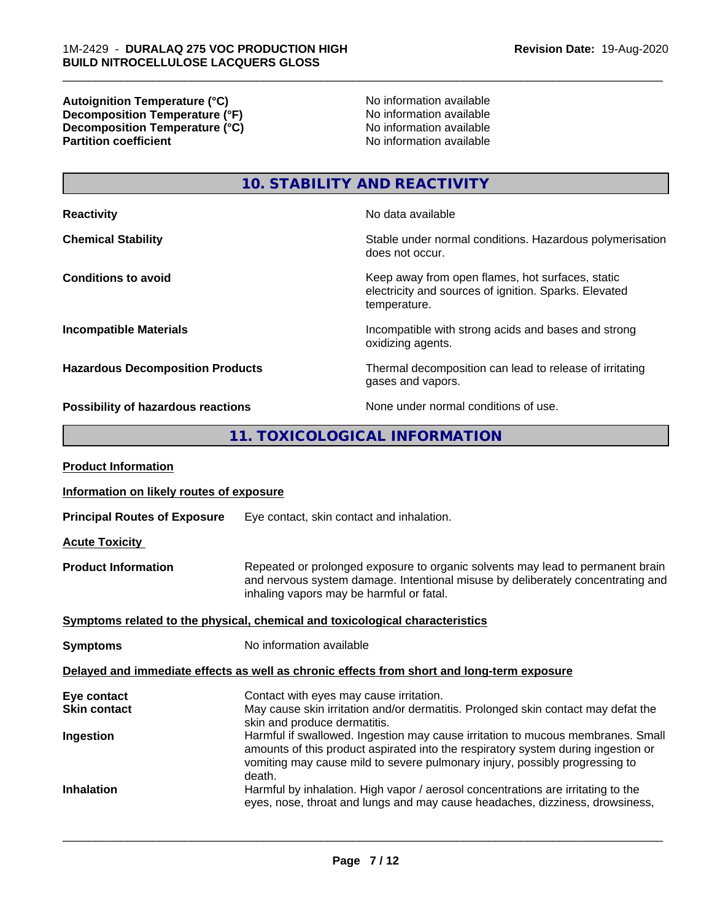| | |
|---|---|
| **Autoignition Temperature (°C)** | No information available |
| **Decomposition Temperature (°F)** | No information available |
| **Decomposition Temperature (°C)** | No information available |
| **Partition coefficient** | No information available |

## 10. STABILITY AND REACTIVITY

| | |
|---|---|
| **Reactivity** | No data available |
| **Chemical Stability** | Stable under normal conditions. Hazardous polymerisation does not occur. |
| **Conditions to avoid** | Keep away from open flames, hot surfaces, static electricity and sources of ignition. Sparks. Elevated temperature. |
| **Incompatible Materials** | Incompatible with strong acids and bases and strong oxidizing agents. |
| **Hazardous Decomposition Products** | Thermal decomposition can lead to release of irritating gases and vapors. |
| **Possibility of hazardous reactions** | None under normal conditions of use. |

## 11. TOXICOLOGICAL INFORMATION

**Product Information**

**Information on likely routes of exposure**

**Principal Routes of Exposure** Eye contact, skin contact and inhalation.

**Acute Toxicity**

**Product Information** Repeated or prolonged exposure to organic solvents may lead to permanent brain and nervous system damage. Intentional misuse by deliberately concentrating and inhaling vapors may be harmful or fatal.

**Symptoms related to the physical, chemical and toxicological characteristics**

**Symptoms** No information available

**Delayed and immediate effects as well as chronic effects from short and long-term exposure**

| | |
|---|---|
| **Eye contact** | Contact with eyes may cause irritation. |
| **Skin contact** | May cause skin irritation and/or dermatitis. Prolonged skin contact may defat the skin and produce dermatitis. |
| **Ingestion** | Harmful if swallowed. Ingestion may cause irritation to mucous membranes. Small amounts of this product aspirated into the respiratory system during ingestion or vomiting may cause mild to severe pulmonary injury, possibly progressing to death. |
| **Inhalation** | Harmful by inhalation. High vapor / aerosol concentrations are irritating to the eyes, nose, throat and lungs and may cause headaches, dizziness, drowsiness, |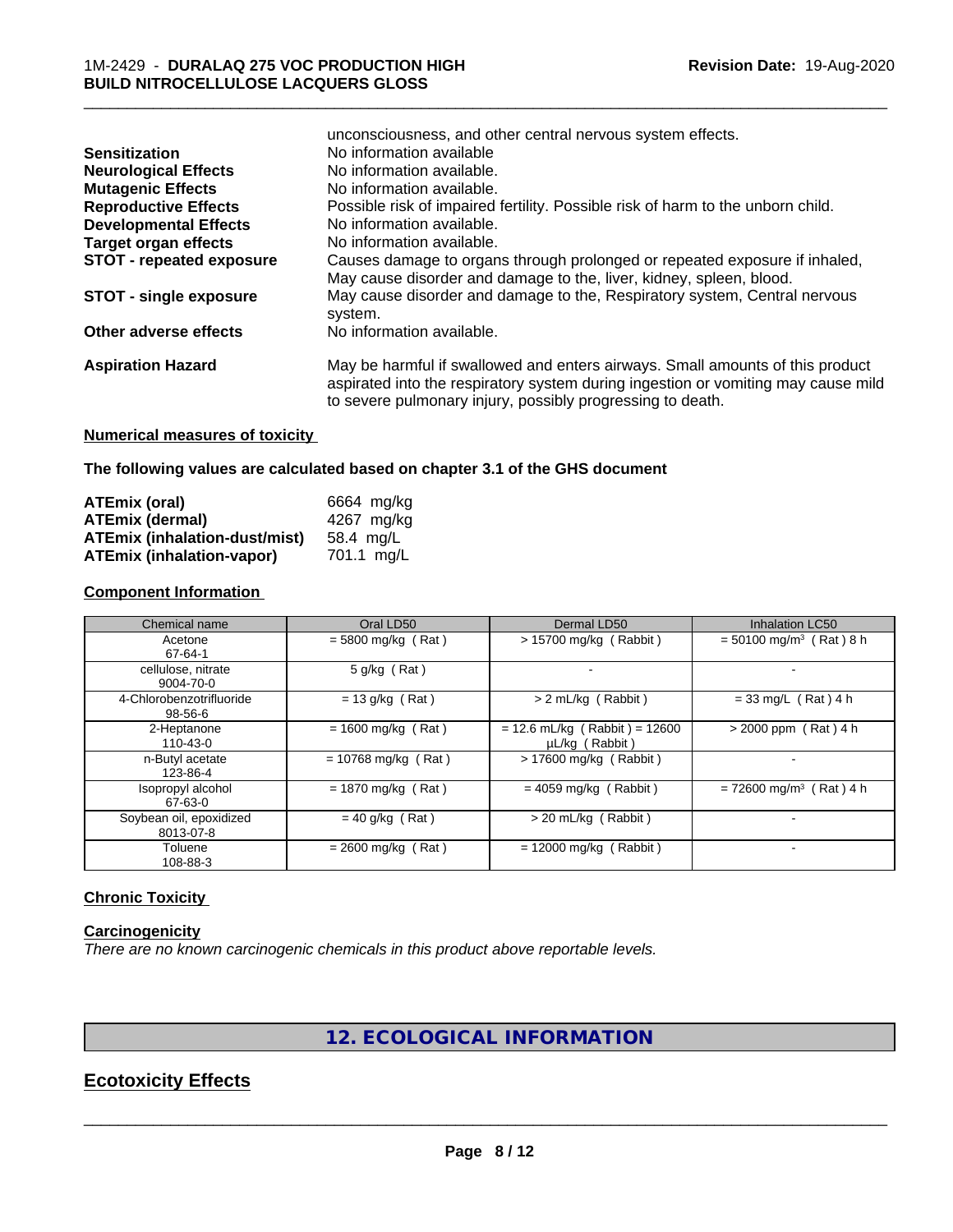| | |
|---|---|
| | unconsciousness, and other central nervous system effects. |
| **Sensitization** | No information available |
| **Neurological Effects** | No information available. |
| **Mutagenic Effects** | No information available. |
| **Reproductive Effects** | Possible risk of impaired fertility. Possible risk of harm to the unborn child. |
| **Developmental Effects** | No information available. |
| **Target organ effects** | No information available. |
| **STOT - repeated exposure** | Causes damage to organs through prolonged or repeated exposure if inhaled, May cause disorder and damage to the, liver, kidney, spleen, blood. |
| **STOT - single exposure** | May cause disorder and damage to the, Respiratory system, Central nervous system. |
| **Other adverse effects** | No information available. |
| **Aspiration Hazard** | May be harmful if swallowed and enters airways. Small amounts of this product aspirated into the respiratory system during ingestion or vomiting may cause mild to severe pulmonary injury, possibly progressing to death. |

**Numerical measures of toxicity**

**The following values are calculated based on chapter 3.1 of the GHS document**

| | |
|---|---|
| **ATEmix (oral)** | 6664 mg/kg |
| **ATEmix (dermal)** | 4267 mg/kg |
| **ATEmix (inhalation-dust/mist)** | 58.4 mg/L |
| **ATEmix (inhalation-vapor)** | 701.1 mg/L |

**Component Information**

| Chemical name | Oral LD50 | Dermal LD50 | Inhalation LC50 |
|---|---|---|---|
| Acetone<br>67-64-1 | = 5800 mg/kg ( Rat ) | > 15700 mg/kg ( Rabbit ) | = 50100 mg/m³ ( Rat ) 8 h |
| cellulose, nitrate<br>9004-70-0 | 5 g/kg ( Rat ) | - | - |
| 4-Chlorobenzotrifluoride<br>98-56-6 | = 13 g/kg ( Rat ) | > 2 mL/kg ( Rabbit ) | = 33 mg/L ( Rat ) 4 h |
| 2-Heptanone<br>110-43-0 | = 1600 mg/kg ( Rat ) | = 12.6 mL/kg ( Rabbit ) = 12600 µL/kg ( Rabbit ) | > 2000 ppm ( Rat ) 4 h |
| n-Butyl acetate<br>123-86-4 | = 10768 mg/kg ( Rat ) | > 17600 mg/kg ( Rabbit ) | - |
| Isopropyl alcohol<br>67-63-0 | = 1870 mg/kg ( Rat ) | = 4059 mg/kg ( Rabbit ) | = 72600 mg/m³ ( Rat ) 4 h |
| Soybean oil, epoxidized<br>8013-07-8 | = 40 g/kg ( Rat ) | > 20 mL/kg ( Rabbit ) | - |
| Toluene<br>108-88-3 | = 2600 mg/kg ( Rat ) | = 12000 mg/kg ( Rabbit ) | - |

**Chronic Toxicity**

**Carcinogenicity**

*There are no known carcinogenic chemicals in this product above reportable levels.*

# 12. ECOLOGICAL INFORMATION

## Ecotoxicity Effects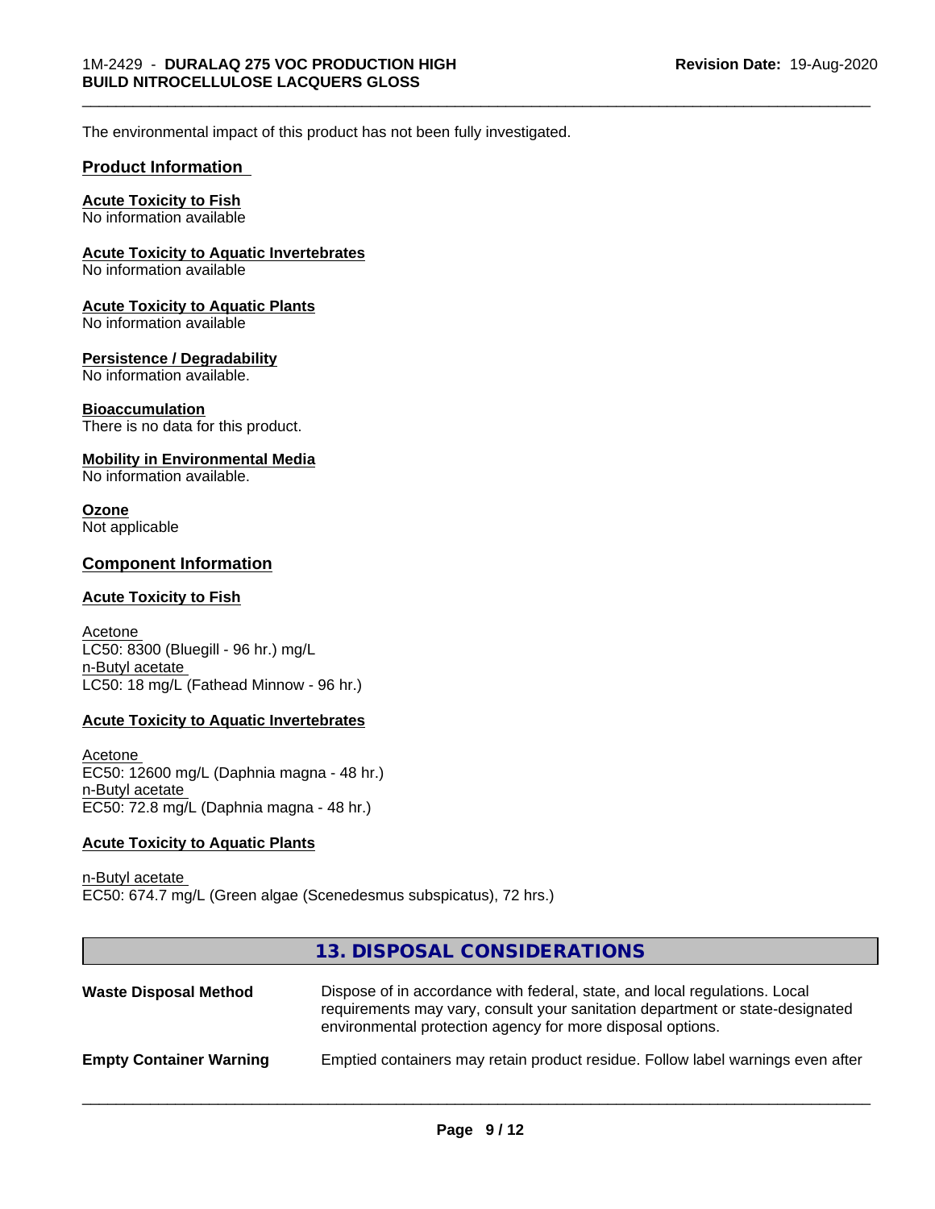The environmental impact of this product has not been fully investigated.

## Product Information

**Acute Toxicity to Fish**
No information available

**Acute Toxicity to Aquatic Invertebrates**
No information available

**Acute Toxicity to Aquatic Plants**
No information available

**Persistence / Degradability**
No information available.

**Bioaccumulation**
There is no data for this product.

**Mobility in Environmental Media**
No information available.

**Ozone**
Not applicable

## Component Information

**Acute Toxicity to Fish**

Acetone
LC50: 8300 (Bluegill - 96 hr.) mg/L
n-Butyl acetate
LC50: 18 mg/L (Fathead Minnow - 96 hr.)

**Acute Toxicity to Aquatic Invertebrates**

Acetone
EC50: 12600 mg/L (Daphnia magna - 48 hr.)
n-Butyl acetate
EC50: 72.8 mg/L (Daphnia magna - 48 hr.)

**Acute Toxicity to Aquatic Plants**

n-Butyl acetate
EC50: 674.7 mg/L (Green algae (Scenedesmus subspicatus), 72 hrs.)

## 13. DISPOSAL CONSIDERATIONS

| | |
|---|---|
| **Waste Disposal Method** | Dispose of in accordance with federal, state, and local regulations. Local requirements may vary, consult your sanitation department or state-designated environmental protection agency for more disposal options. |
| **Empty Container Warning** | Emptied containers may retain product residue. Follow label warnings even after |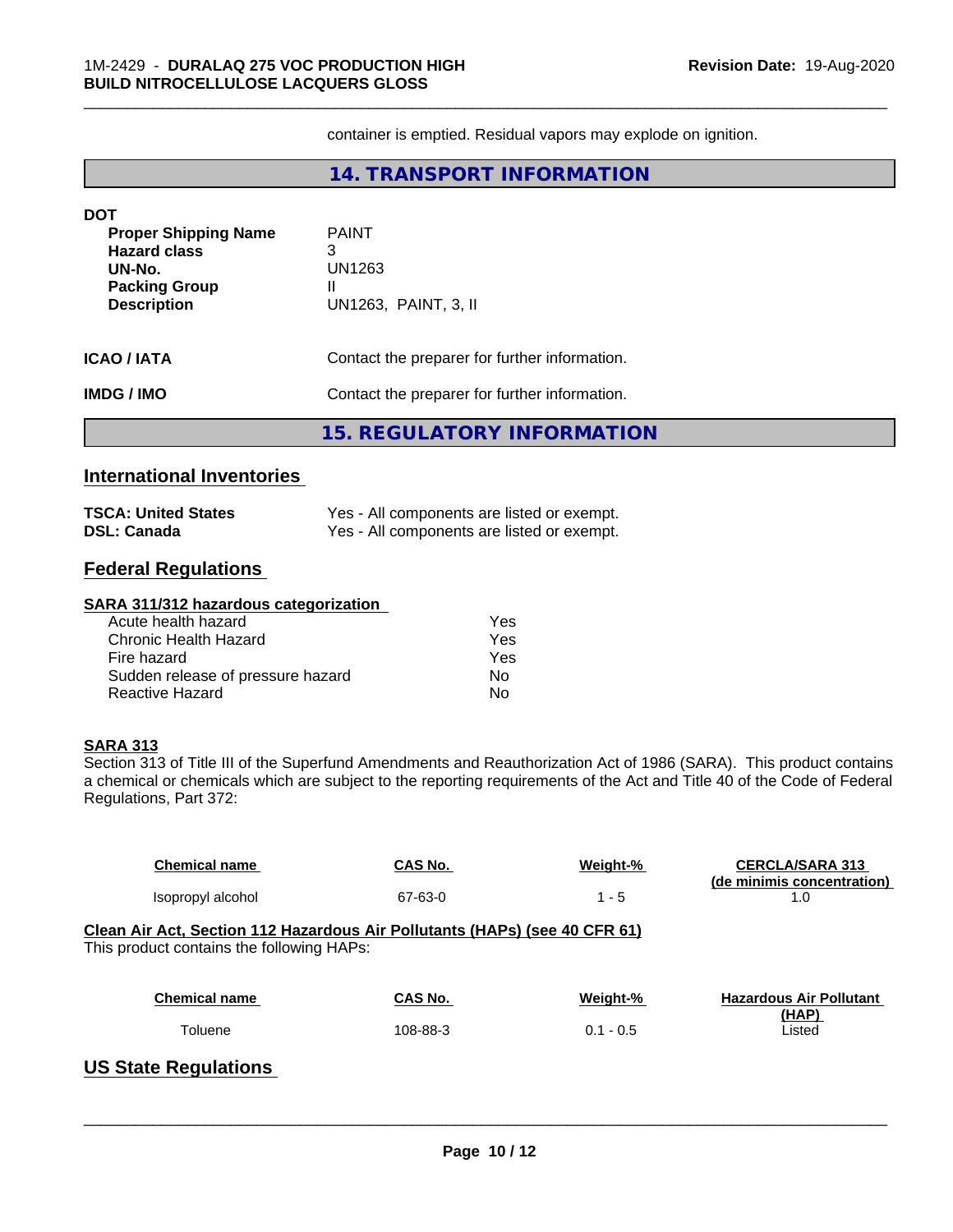container is emptied. Residual vapors may explode on ignition.

## 14. TRANSPORT INFORMATION

**DOT**

| | |
|---|---|
| **Proper Shipping Name** | PAINT |
| **Hazard class** | 3 |
| **UN-No.** | UN1263 |
| **Packing Group** | II |
| **Description** | UN1263, PAINT, 3, II |

**ICAO / IATA** Contact the preparer for further information.

**IMDG / IMO** Contact the preparer for further information.

## 15. REGULATORY INFORMATION

### International Inventories

| | |
|---|---|
| **TSCA: United States** | Yes - All components are listed or exempt. |
| **DSL: Canada** | Yes - All components are listed or exempt. |

### Federal Regulations

**SARA 311/312 hazardous categorization**

| | |
|---|---|
| Acute health hazard | Yes |
| Chronic Health Hazard | Yes |
| Fire hazard | Yes |
| Sudden release of pressure hazard | No |
| Reactive Hazard | No |

**SARA 313**

Section 313 of Title III of the Superfund Amendments and Reauthorization Act of 1986 (SARA). This product contains a chemical or chemicals which are subject to the reporting requirements of the Act and Title 40 of the Code of Federal Regulations, Part 372:

| Chemical name | CAS No. | Weight-% | CERCLA/SARA 313 (de minimis concentration) |
|---|---|---|---|
| Isopropyl alcohol | 67-63-0 | 1 - 5 | 1.0 |

**Clean Air Act, Section 112 Hazardous Air Pollutants (HAPs) (see 40 CFR 61)**

This product contains the following HAPs:

| Chemical name | CAS No. | Weight-% | Hazardous Air Pollutant (HAP) |
|---|---|---|---|
| Toluene | 108-88-3 | 0.1 - 0.5 | Listed |

### US State Regulations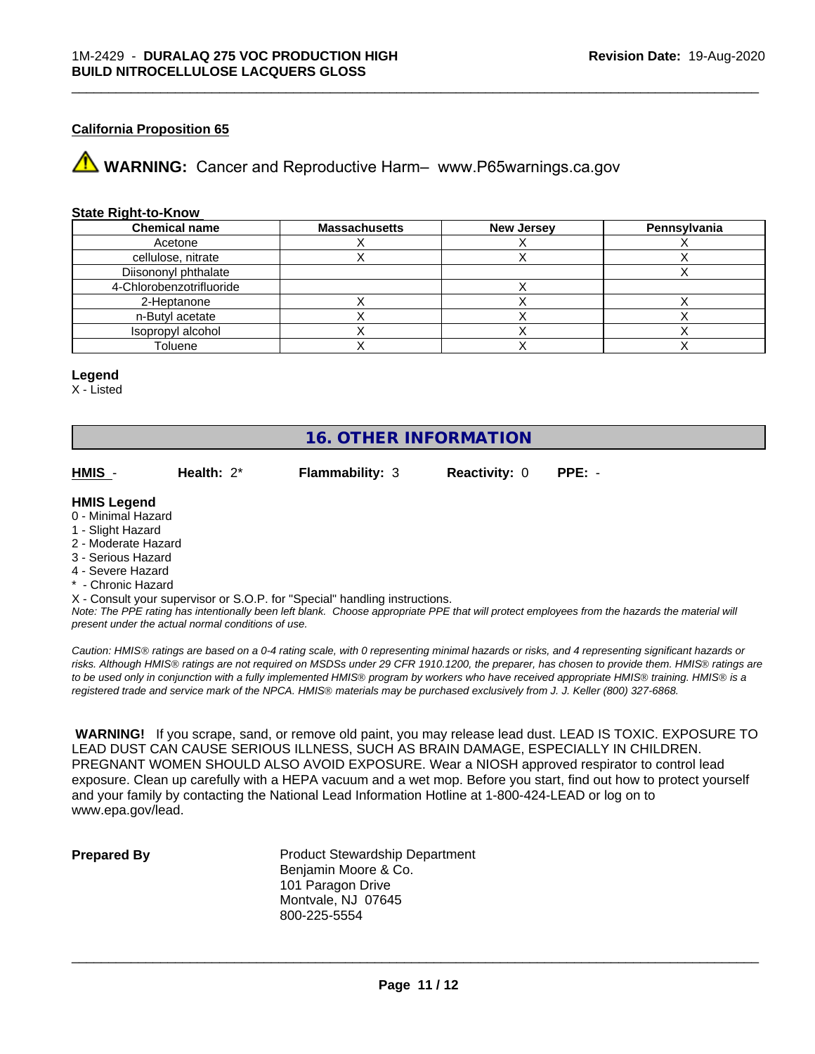**California Proposition 65**

⚠ **WARNING:** Cancer and Reproductive Harm– www.P65warnings.ca.gov

**State Right-to-Know**

| Chemical name | Massachusetts | New Jersey | Pennsylvania |
|---|---|---|---|
| Acetone | X | X | X |
| cellulose, nitrate | X | X | X |
| Diisononyl phthalate | | | X |
| 4-Chlorobenzotrifluoride | | X | |
| 2-Heptanone | X | X | X |
| n-Butyl acetate | X | X | X |
| Isopropyl alcohol | X | X | X |
| Toluene | X | X | X |

**Legend**

X - Listed

## 16. OTHER INFORMATION

**HMIS** - **Health:** 2* **Flammability:** 3 **Reactivity:** 0 **PPE:** -

**HMIS Legend**

0 - Minimal Hazard
1 - Slight Hazard
2 - Moderate Hazard
3 - Serious Hazard
4 - Severe Hazard
* - Chronic Hazard

X - Consult your supervisor or S.O.P. for "Special" handling instructions.

*Note: The PPE rating has intentionally been left blank. Choose appropriate PPE that will protect employees from the hazards the material will present under the actual normal conditions of use.*

*Caution: HMIS® ratings are based on a 0-4 rating scale, with 0 representing minimal hazards or risks, and 4 representing significant hazards or risks. Although HMIS® ratings are not required on MSDSs under 29 CFR 1910.1200, the preparer, has chosen to provide them. HMIS® ratings are to be used only in conjunction with a fully implemented HMIS® program by workers who have received appropriate HMIS® training. HMIS® is a registered trade and service mark of the NPCA. HMIS® materials may be purchased exclusively from J. J. Keller (800) 327-6868.*

**WARNING!** If you scrape, sand, or remove old paint, you may release lead dust. LEAD IS TOXIC. EXPOSURE TO LEAD DUST CAN CAUSE SERIOUS ILLNESS, SUCH AS BRAIN DAMAGE, ESPECIALLY IN CHILDREN. PREGNANT WOMEN SHOULD ALSO AVOID EXPOSURE. Wear a NIOSH approved respirator to control lead exposure. Clean up carefully with a HEPA vacuum and a wet mop. Before you start, find out how to protect yourself and your family by contacting the National Lead Information Hotline at 1-800-424-LEAD or log on to www.epa.gov/lead.

**Prepared By**

Product Stewardship Department
Benjamin Moore & Co.
101 Paragon Drive
Montvale, NJ 07645
800-225-5554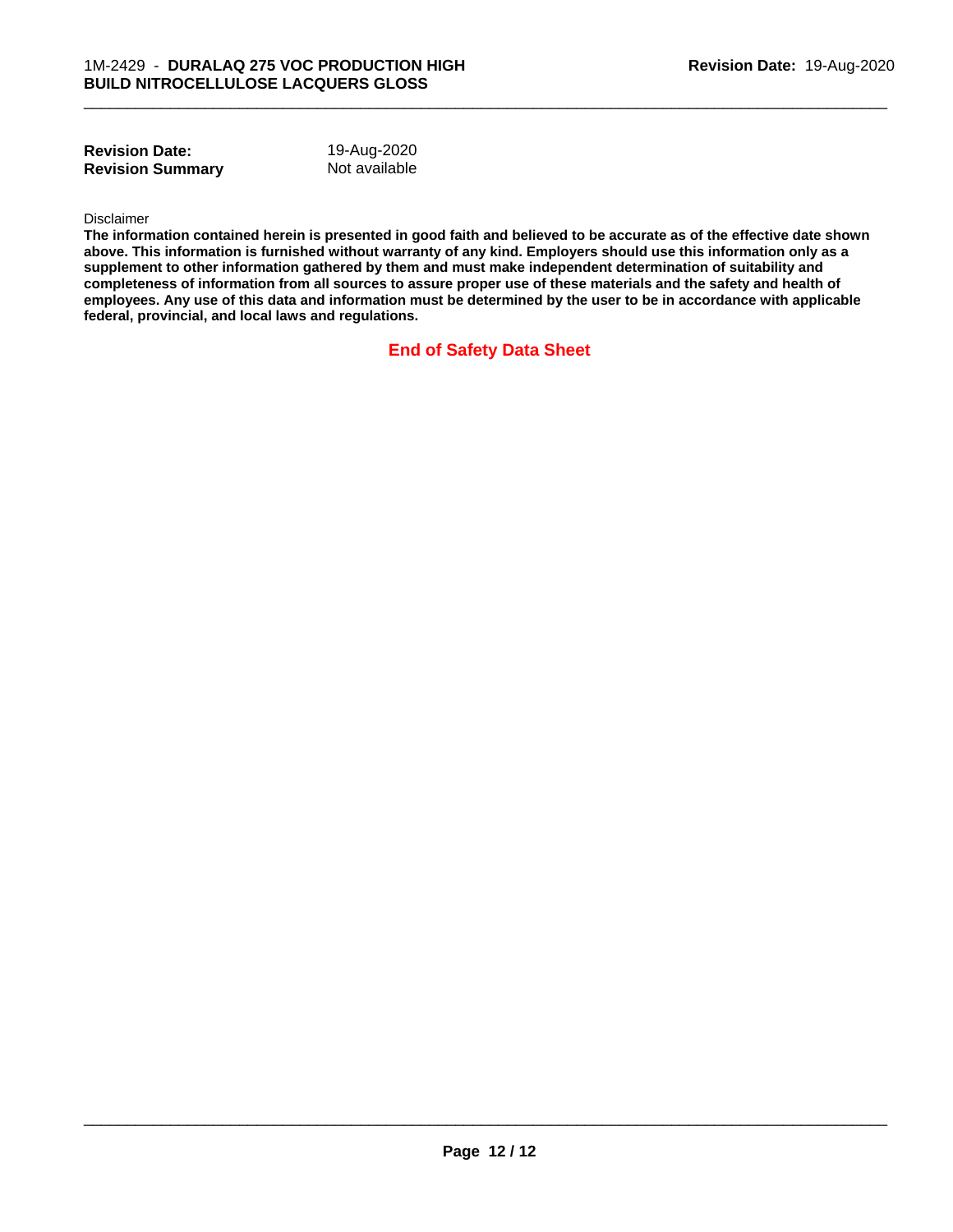| | |
|---|---|
| **Revision Date:** | 19-Aug-2020 |
| **Revision Summary** | Not available |

Disclaimer

**The information contained herein is presented in good faith and believed to be accurate as of the effective date shown above. This information is furnished without warranty of any kind. Employers should use this information only as a supplement to other information gathered by them and must make independent determination of suitability and completeness of information from all sources to assure proper use of these materials and the safety and health of employees. Any use of this data and information must be determined by the user to be in accordance with applicable federal, provincial, and local laws and regulations.**

**End of Safety Data Sheet**